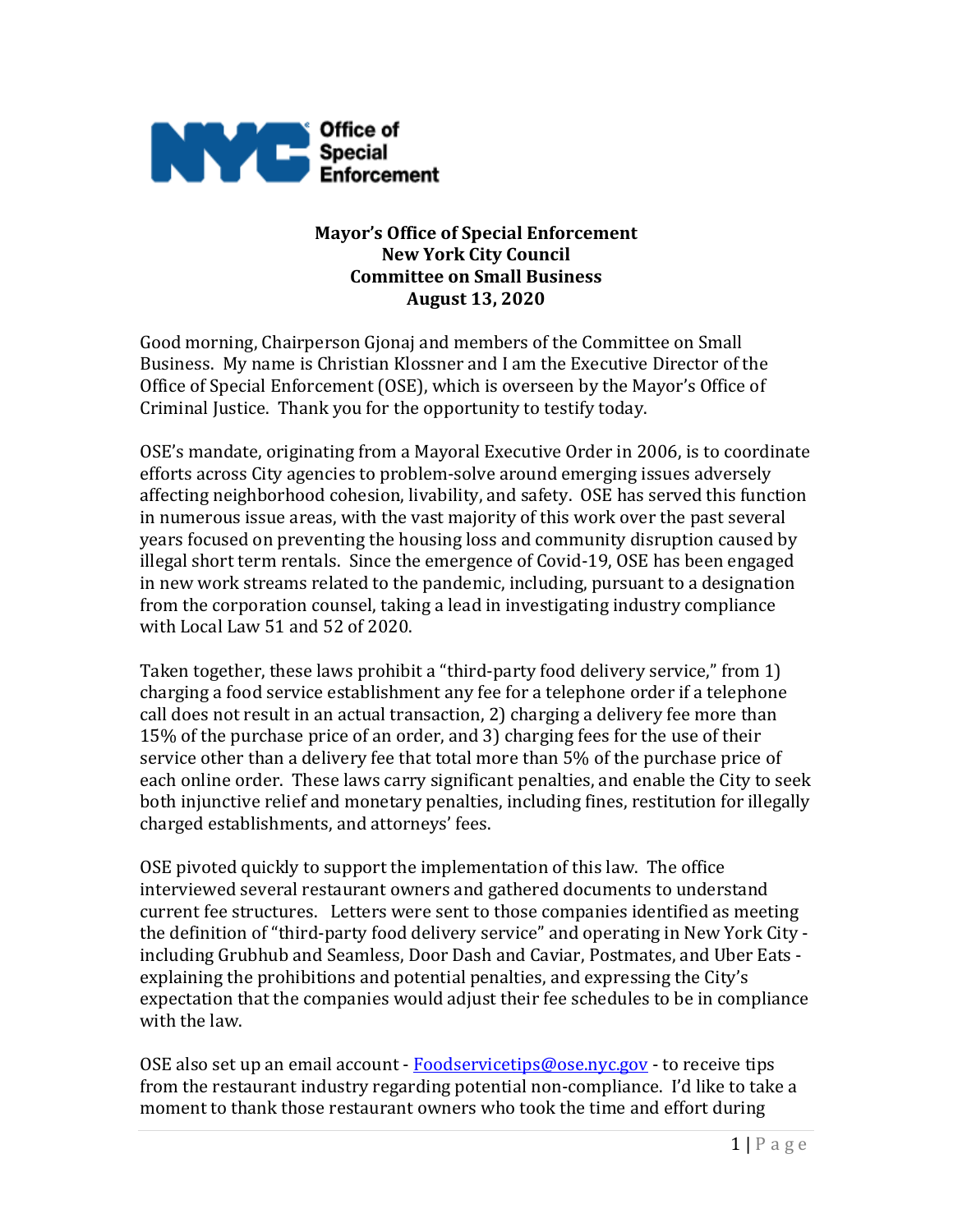**Office of Special Enforcement**

**Mayor's Office of Special Enforcement**
**New York City Council**
**Committee on Small Business**
**August 13, 2020**

Good morning, Chairperson Gjonaj and members of the Committee on Small Business. My name is Christian Klossner and I am the Executive Director of the Office of Special Enforcement (OSE), which is overseen by the Mayor's Office of Criminal Justice. Thank you for the opportunity to testify today.

OSE's mandate, originating from a Mayoral Executive Order in 2006, is to coordinate efforts across City agencies to problem-solve around emerging issues adversely affecting neighborhood cohesion, livability, and safety. OSE has served this function in numerous issue areas, with the vast majority of this work over the past several years focused on preventing the housing loss and community disruption caused by illegal short term rentals. Since the emergence of Covid-19, OSE has been engaged in new work streams related to the pandemic, including, pursuant to a designation from the corporation counsel, taking a lead in investigating industry compliance with Local Law 51 and 52 of 2020.

Taken together, these laws prohibit a "third-party food delivery service," from 1) charging a food service establishment any fee for a telephone order if a telephone call does not result in an actual transaction, 2) charging a delivery fee more than 15% of the purchase price of an order, and 3) charging fees for the use of their service other than a delivery fee that total more than 5% of the purchase price of each online order. These laws carry significant penalties, and enable the City to seek both injunctive relief and monetary penalties, including fines, restitution for illegally charged establishments, and attorneys' fees.

OSE pivoted quickly to support the implementation of this law. The office interviewed several restaurant owners and gathered documents to understand current fee structures. Letters were sent to those companies identified as meeting the definition of "third-party food delivery service" and operating in New York City - including Grubhub and Seamless, Door Dash and Caviar, Postmates, and Uber Eats - explaining the prohibitions and potential penalties, and expressing the City's expectation that the companies would adjust their fee schedules to be in compliance with the law.

OSE also set up an email account - Foodservicetips@ose.nyc.gov - to receive tips from the restaurant industry regarding potential non-compliance. I'd like to take a moment to thank those restaurant owners who took the time and effort during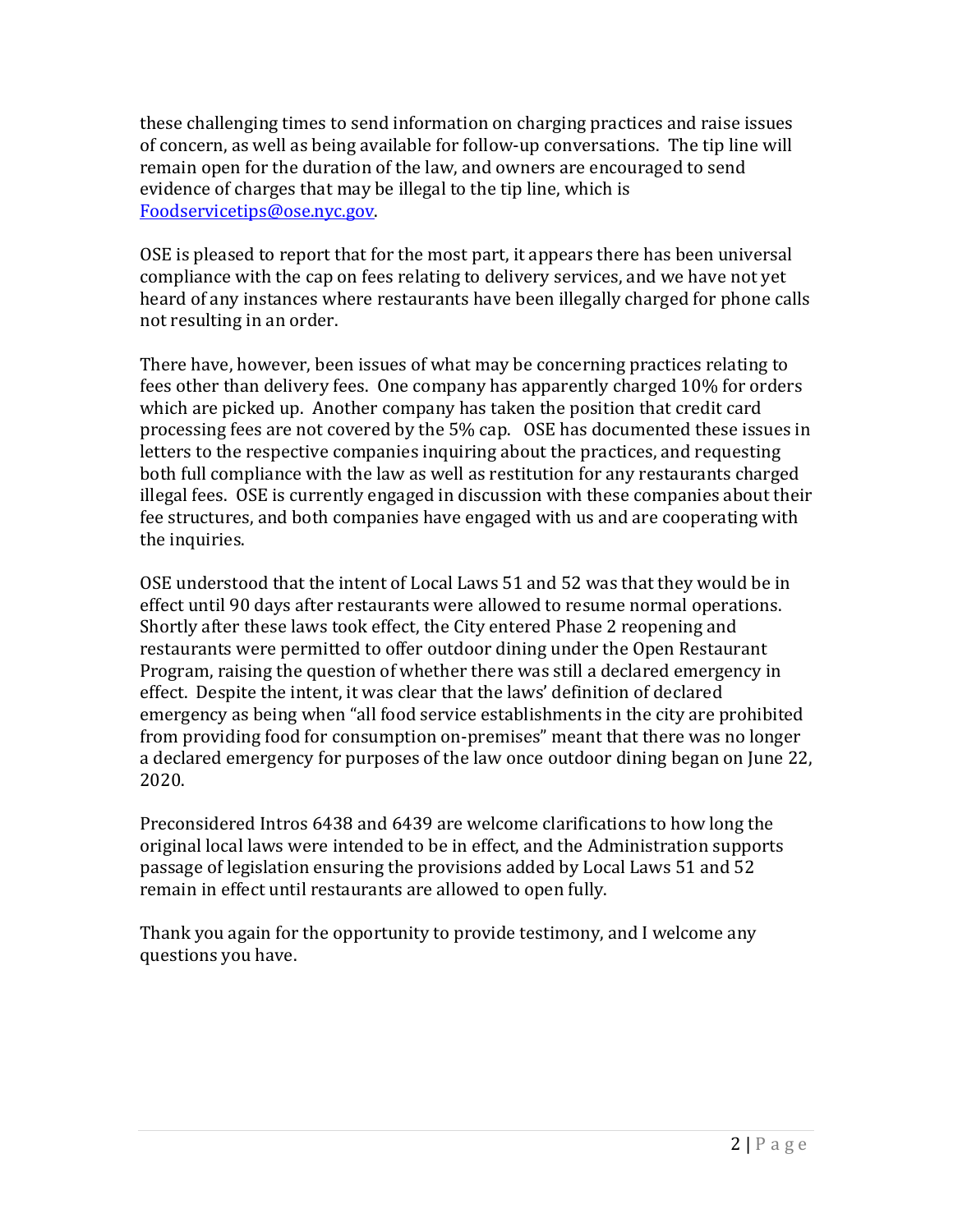these challenging times to send information on charging practices and raise issues of concern, as well as being available for follow-up conversations. The tip line will remain open for the duration of the law, and owners are encouraged to send evidence of charges that may be illegal to the tip line, which is [Foodservicetips@ose.nyc.gov](mailto:Foodservicetips@ose.nyc.gov).

OSE is pleased to report that for the most part, it appears there has been universal compliance with the cap on fees relating to delivery services, and we have not yet heard of any instances where restaurants have been illegally charged for phone calls not resulting in an order.

There have, however, been issues of what may be concerning practices relating to fees other than delivery fees. One company has apparently charged 10% for orders which are picked up. Another company has taken the position that credit card processing fees are not covered by the 5% cap. OSE has documented these issues in letters to the respective companies inquiring about the practices, and requesting both full compliance with the law as well as restitution for any restaurants charged illegal fees. OSE is currently engaged in discussion with these companies about their fee structures, and both companies have engaged with us and are cooperating with the inquiries.

OSE understood that the intent of Local Laws 51 and 52 was that they would be in effect until 90 days after restaurants were allowed to resume normal operations. Shortly after these laws took effect, the City entered Phase 2 reopening and restaurants were permitted to offer outdoor dining under the Open Restaurant Program, raising the question of whether there was still a declared emergency in effect. Despite the intent, it was clear that the laws' definition of declared emergency as being when "all food service establishments in the city are prohibited from providing food for consumption on-premises" meant that there was no longer a declared emergency for purposes of the law once outdoor dining began on June 22, 2020.

Preconsidered Intros 6438 and 6439 are welcome clarifications to how long the original local laws were intended to be in effect, and the Administration supports passage of legislation ensuring the provisions added by Local Laws 51 and 52 remain in effect until restaurants are allowed to open fully.

Thank you again for the opportunity to provide testimony, and I welcome any questions you have.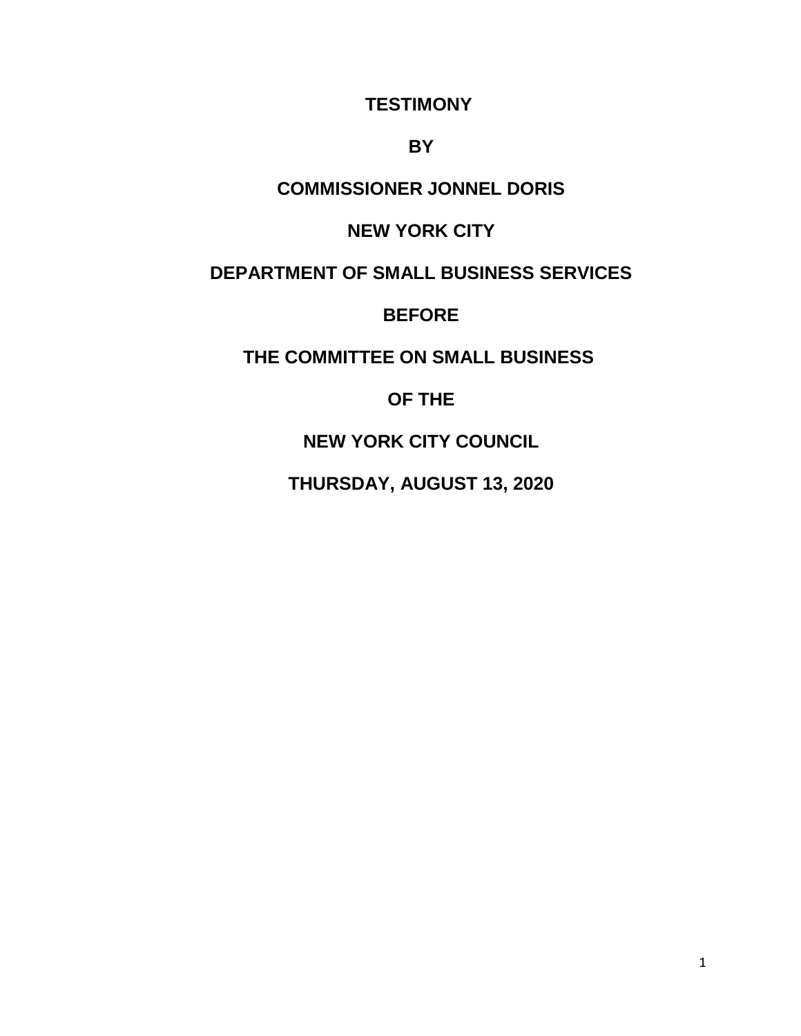**TESTIMONY**

**BY**

**COMMISSIONER JONNEL DORIS**

**NEW YORK CITY**

**DEPARTMENT OF SMALL BUSINESS SERVICES**

**BEFORE**

**THE COMMITTEE ON SMALL BUSINESS**

**OF THE**

**NEW YORK CITY COUNCIL**

**THURSDAY, AUGUST 13, 2020**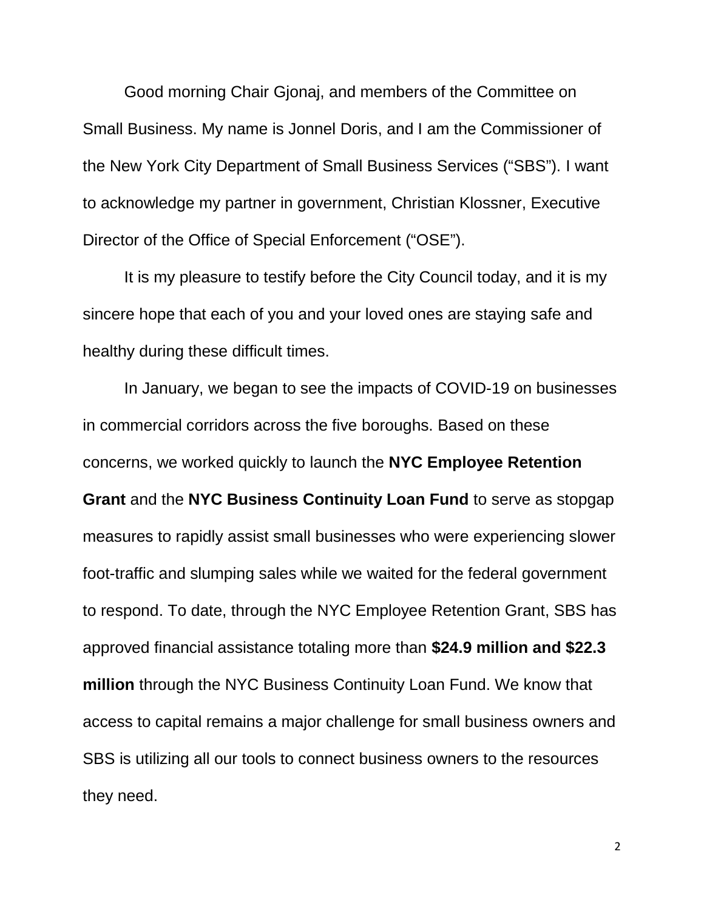Good morning Chair Gjonaj, and members of the Committee on Small Business. My name is Jonnel Doris, and I am the Commissioner of the New York City Department of Small Business Services ("SBS"). I want to acknowledge my partner in government, Christian Klossner, Executive Director of the Office of Special Enforcement ("OSE").

It is my pleasure to testify before the City Council today, and it is my sincere hope that each of you and your loved ones are staying safe and healthy during these difficult times.

In January, we began to see the impacts of COVID-19 on businesses in commercial corridors across the five boroughs. Based on these concerns, we worked quickly to launch the **NYC Employee Retention Grant** and the **NYC Business Continuity Loan Fund** to serve as stopgap measures to rapidly assist small businesses who were experiencing slower foot-traffic and slumping sales while we waited for the federal government to respond. To date, through the NYC Employee Retention Grant, SBS has approved financial assistance totaling more than **$24.9 million and $22.3 million** through the NYC Business Continuity Loan Fund. We know that access to capital remains a major challenge for small business owners and SBS is utilizing all our tools to connect business owners to the resources they need.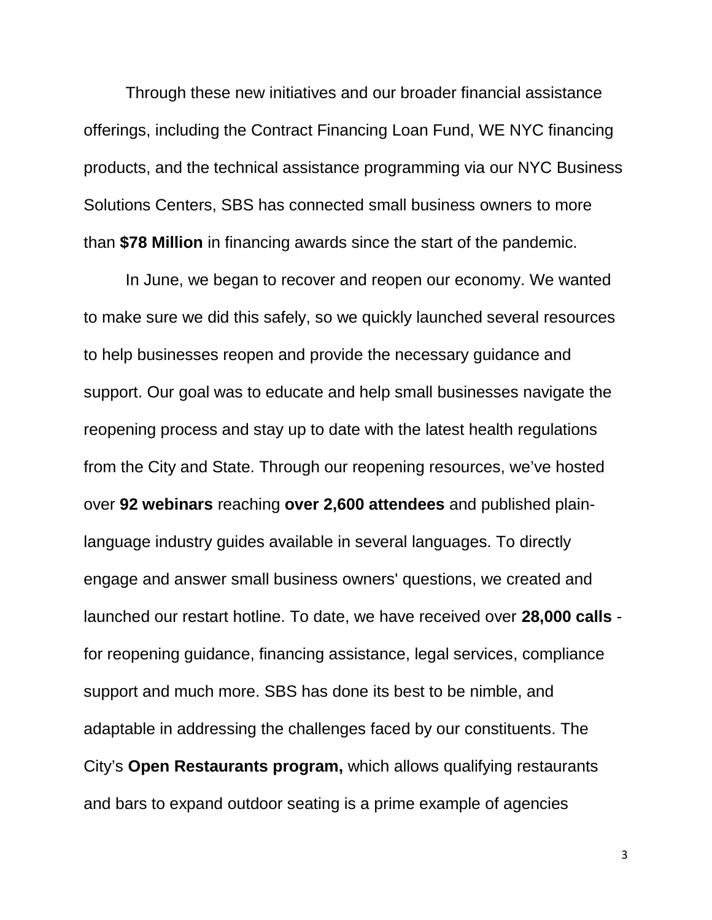Through these new initiatives and our broader financial assistance offerings, including the Contract Financing Loan Fund, WE NYC financing products, and the technical assistance programming via our NYC Business Solutions Centers, SBS has connected small business owners to more than **$78 Million** in financing awards since the start of the pandemic.

In June, we began to recover and reopen our economy. We wanted to make sure we did this safely, so we quickly launched several resources to help businesses reopen and provide the necessary guidance and support. Our goal was to educate and help small businesses navigate the reopening process and stay up to date with the latest health regulations from the City and State. Through our reopening resources, we've hosted over **92 webinars** reaching **over 2,600 attendees** and published plain-language industry guides available in several languages. To directly engage and answer small business owners' questions, we created and launched our restart hotline. To date, we have received over **28,000 calls** - for reopening guidance, financing assistance, legal services, compliance support and much more. SBS has done its best to be nimble, and adaptable in addressing the challenges faced by our constituents. The City's **Open Restaurants program,** which allows qualifying restaurants and bars to expand outdoor seating is a prime example of agencies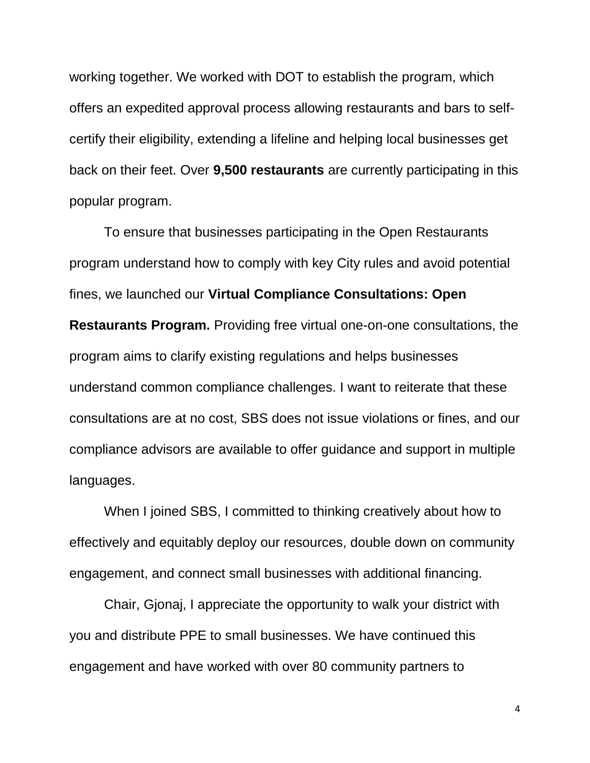working together. We worked with DOT to establish the program, which offers an expedited approval process allowing restaurants and bars to self-certify their eligibility, extending a lifeline and helping local businesses get back on their feet. Over **9,500 restaurants** are currently participating in this popular program.

To ensure that businesses participating in the Open Restaurants program understand how to comply with key City rules and avoid potential fines, we launched our **Virtual Compliance Consultations: Open Restaurants Program.** Providing free virtual one-on-one consultations, the program aims to clarify existing regulations and helps businesses understand common compliance challenges. I want to reiterate that these consultations are at no cost, SBS does not issue violations or fines, and our compliance advisors are available to offer guidance and support in multiple languages.

When I joined SBS, I committed to thinking creatively about how to effectively and equitably deploy our resources, double down on community engagement, and connect small businesses with additional financing.

Chair, Gjonaj, I appreciate the opportunity to walk your district with you and distribute PPE to small businesses. We have continued this engagement and have worked with over 80 community partners to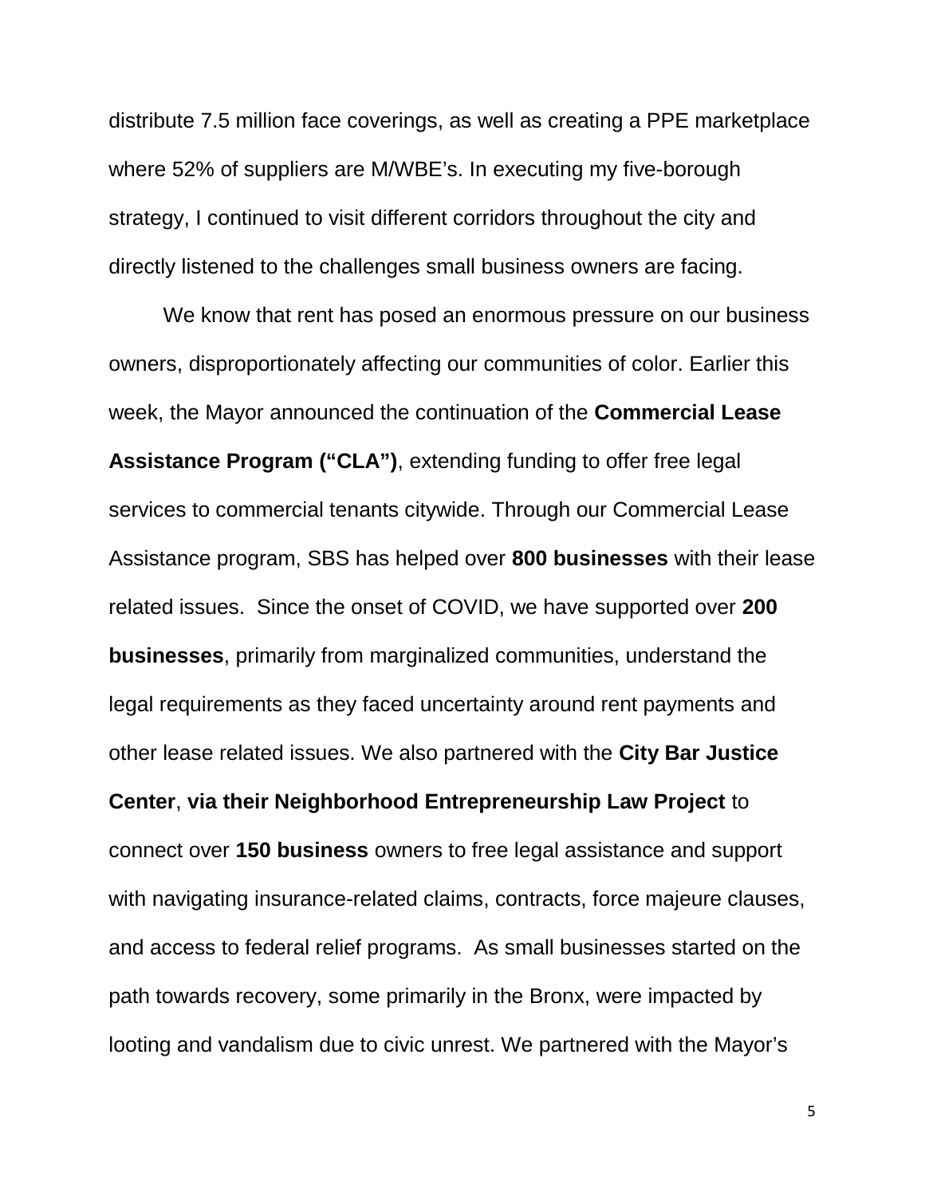distribute 7.5 million face coverings, as well as creating a PPE marketplace where 52% of suppliers are M/WBE's. In executing my five-borough strategy, I continued to visit different corridors throughout the city and directly listened to the challenges small business owners are facing.

We know that rent has posed an enormous pressure on our business owners, disproportionately affecting our communities of color. Earlier this week, the Mayor announced the continuation of the **Commercial Lease Assistance Program ("CLA")**, extending funding to offer free legal services to commercial tenants citywide. Through our Commercial Lease Assistance program, SBS has helped over **800 businesses** with their lease related issues. Since the onset of COVID, we have supported over **200 businesses**, primarily from marginalized communities, understand the legal requirements as they faced uncertainty around rent payments and other lease related issues. We also partnered with the **City Bar Justice Center**, **via their Neighborhood Entrepreneurship Law Project** to connect over **150 business** owners to free legal assistance and support with navigating insurance-related claims, contracts, force majeure clauses, and access to federal relief programs. As small businesses started on the path towards recovery, some primarily in the Bronx, were impacted by looting and vandalism due to civic unrest. We partnered with the Mayor's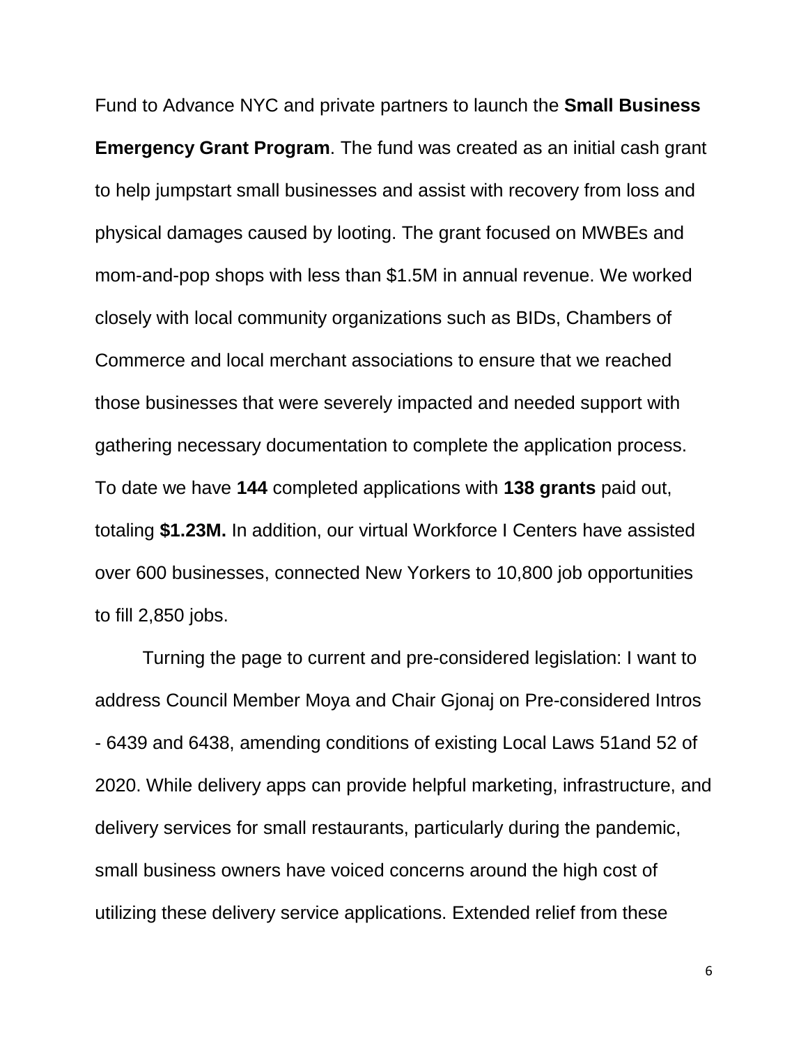Fund to Advance NYC and private partners to launch the **Small Business Emergency Grant Program**. The fund was created as an initial cash grant to help jumpstart small businesses and assist with recovery from loss and physical damages caused by looting. The grant focused on MWBEs and mom-and-pop shops with less than $1.5M in annual revenue. We worked closely with local community organizations such as BIDs, Chambers of Commerce and local merchant associations to ensure that we reached those businesses that were severely impacted and needed support with gathering necessary documentation to complete the application process. To date we have **144** completed applications with **138 grants** paid out, totaling **$1.23M.** In addition, our virtual Workforce I Centers have assisted over 600 businesses, connected New Yorkers to 10,800 job opportunities to fill 2,850 jobs.

Turning the page to current and pre-considered legislation: I want to address Council Member Moya and Chair Gjonaj on Pre-considered Intros - 6439 and 6438, amending conditions of existing Local Laws 51and 52 of 2020. While delivery apps can provide helpful marketing, infrastructure, and delivery services for small restaurants, particularly during the pandemic, small business owners have voiced concerns around the high cost of utilizing these delivery service applications. Extended relief from these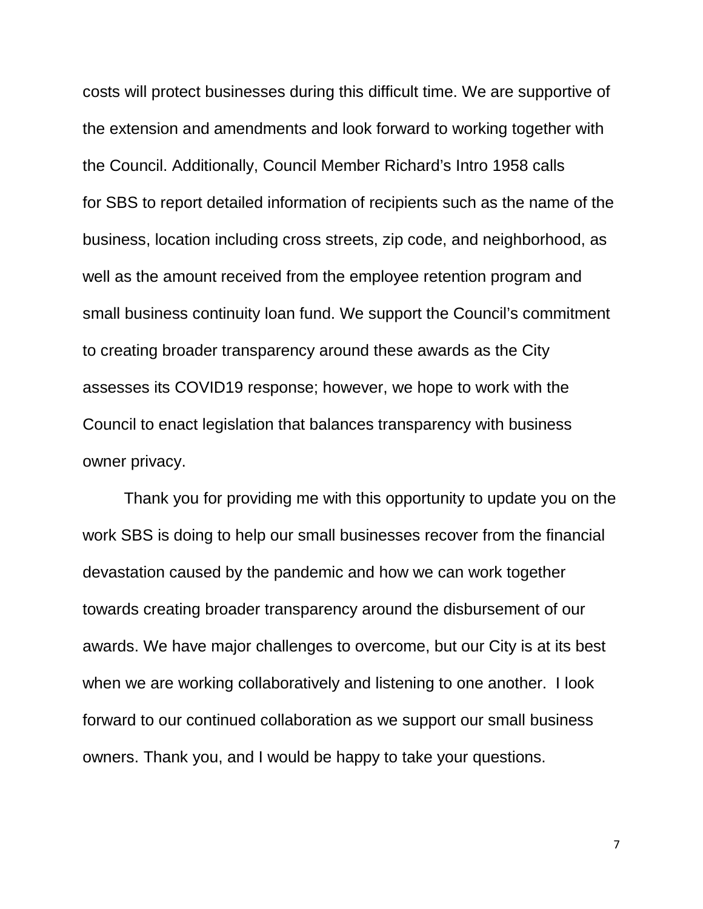costs will protect businesses during this difficult time. We are supportive of the extension and amendments and look forward to working together with the Council. Additionally, Council Member Richard's Intro 1958 calls for SBS to report detailed information of recipients such as the name of the business, location including cross streets, zip code, and neighborhood, as well as the amount received from the employee retention program and small business continuity loan fund. We support the Council's commitment to creating broader transparency around these awards as the City assesses its COVID19 response; however, we hope to work with the Council to enact legislation that balances transparency with business owner privacy.

Thank you for providing me with this opportunity to update you on the work SBS is doing to help our small businesses recover from the financial devastation caused by the pandemic and how we can work together towards creating broader transparency around the disbursement of our awards. We have major challenges to overcome, but our City is at its best when we are working collaboratively and listening to one another. I look forward to our continued collaboration as we support our small business owners. Thank you, and I would be happy to take your questions.